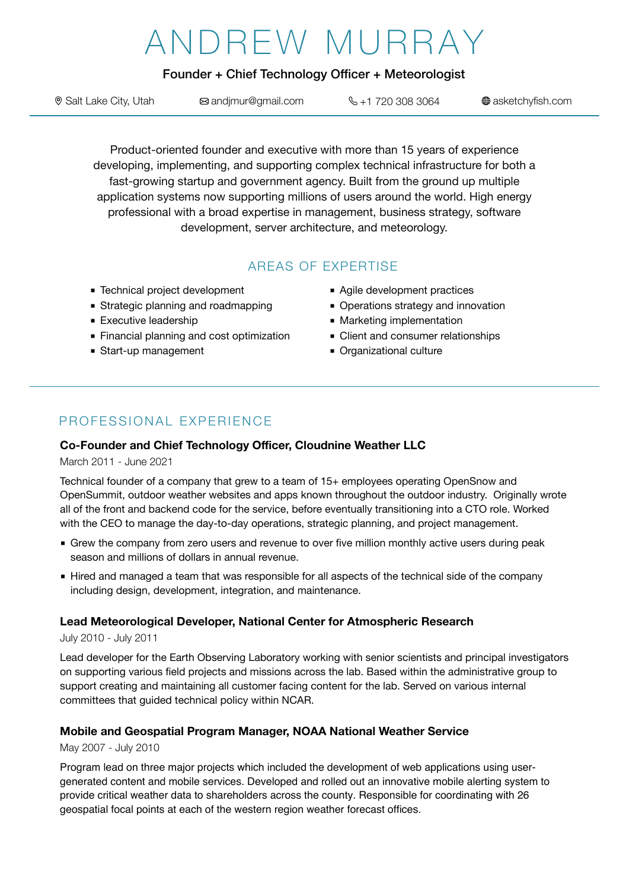# ANDREW MURRAY

**Founder + Chief Technology Officer + Meteorologist**

Salt Lake City, Utah | andjmur@gmail.com | +1 720 308 3064 | asketchyfish.com

Product-oriented founder and executive with more than 15 years of experience developing, implementing, and supporting complex technical infrastructure for both a fast-growing startup and government agency. Built from the ground up multiple application systems now supporting millions of users around the world. High energy professional with a broad expertise in management, business strategy, software development, server architecture, and meteorology.

## AREAS OF EXPERTISE

- Technical project development
- Strategic planning and roadmapping
- Executive leadership
- Financial planning and cost optimization
- Start-up management
- Agile development practices
- Operations strategy and innovation
- Marketing implementation
- Client and consumer relationships
- Organizational culture

## PROFESSIONAL EXPERIENCE

### Co-Founder and Chief Technology Officer, Cloudnine Weather LLC

March 2011 - June 2021

Technical founder of a company that grew to a team of 15+ employees operating OpenSnow and OpenSummit, outdoor weather websites and apps known throughout the outdoor industry. Originally wrote all of the front and backend code for the service, before eventually transitioning into a CTO role. Worked with the CEO to manage the day-to-day operations, strategic planning, and project management.

- Grew the company from zero users and revenue to over five million monthly active users during peak season and millions of dollars in annual revenue.
- Hired and managed a team that was responsible for all aspects of the technical side of the company including design, development, integration, and maintenance.

### Lead Meteorological Developer, National Center for Atmospheric Research

July 2010 - July 2011

Lead developer for the Earth Observing Laboratory working with senior scientists and principal investigators on supporting various field projects and missions across the lab. Based within the administrative group to support creating and maintaining all customer facing content for the lab. Served on various internal committees that guided technical policy within NCAR.

### Mobile and Geospatial Program Manager, NOAA National Weather Service

May 2007 - July 2010

Program lead on three major projects which included the development of web applications using user-generated content and mobile services. Developed and rolled out an innovative mobile alerting system to provide critical weather data to shareholders across the county. Responsible for coordinating with 26 geospatial focal points at each of the western region weather forecast offices.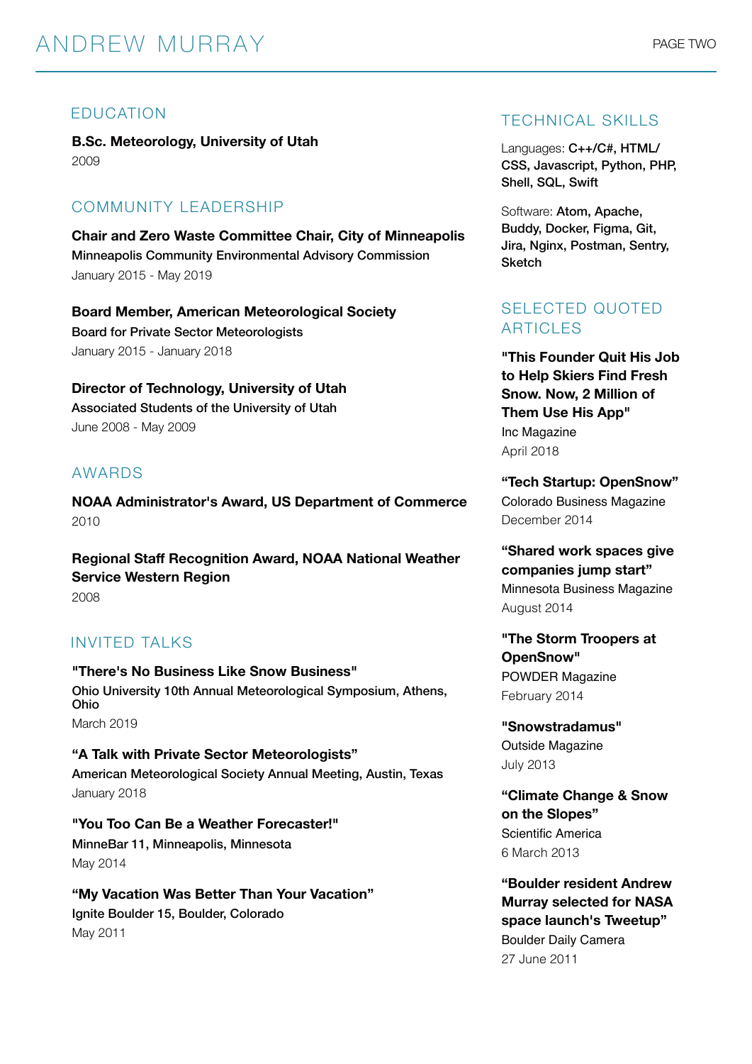## EDUCATION

**B.Sc. Meteorology, University of Utah**
2009

## COMMUNITY LEADERSHIP

**Chair and Zero Waste Committee Chair, City of Minneapolis**
Minneapolis Community Environmental Advisory Commission
January 2015 - May 2019

**Board Member, American Meteorological Society**
Board for Private Sector Meteorologists
January 2015 - January 2018

**Director of Technology, University of Utah**
Associated Students of the University of Utah
June 2008 - May 2009

## AWARDS

**NOAA Administrator's Award, US Department of Commerce**
2010

**Regional Staff Recognition Award, NOAA National Weather Service Western Region**
2008

## INVITED TALKS

**"There's No Business Like Snow Business"**
Ohio University 10th Annual Meteorological Symposium, Athens, Ohio
March 2019

**"A Talk with Private Sector Meteorologists"**
American Meteorological Society Annual Meeting, Austin, Texas
January 2018

**"You Too Can Be a Weather Forecaster!"**
MinneBar 11, Minneapolis, Minnesota
May 2014

**"My Vacation Was Better Than Your Vacation"**
Ignite Boulder 15, Boulder, Colorado
May 2011

## TECHNICAL SKILLS

Languages: **C++/C#, HTML/CSS, Javascript, Python, PHP, Shell, SQL, Swift**

Software: **Atom, Apache, Buddy, Docker, Figma, Git, Jira, Nginx, Postman, Sentry, Sketch**

## SELECTED QUOTED ARTICLES

**"This Founder Quit His Job to Help Skiers Find Fresh Snow. Now, 2 Million of Them Use His App"**
Inc Magazine
April 2018

**"Tech Startup: OpenSnow"**
Colorado Business Magazine
December 2014

**"Shared work spaces give companies jump start"**
Minnesota Business Magazine
August 2014

**"The Storm Troopers at OpenSnow"**
POWDER Magazine
February 2014

**"Snowstradamus"**
Outside Magazine
July 2013

**"Climate Change & Snow on the Slopes"**
Scientific America
6 March 2013

**"Boulder resident Andrew Murray selected for NASA space launch's Tweetup"**
Boulder Daily Camera
27 June 2011